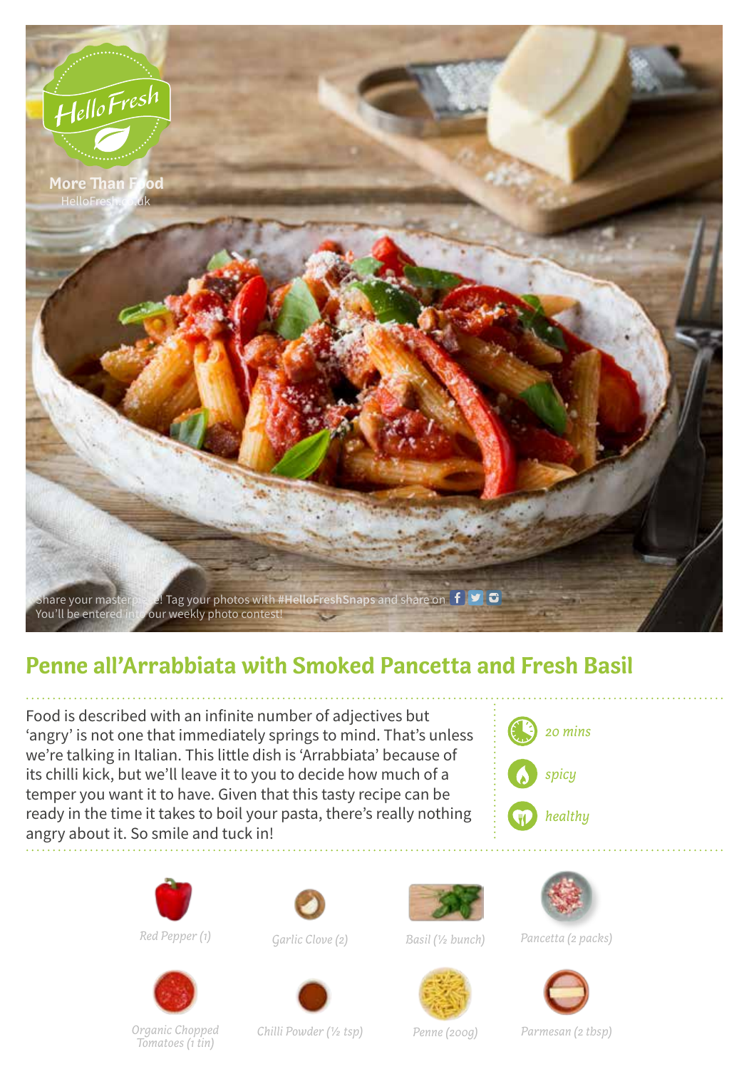HelloFresh

More Than Food
HelloFresh.co.uk

Share your masterpiece! Tag your photos with **#HelloFreshSnaps** and share on
You'll be entered into our weekly photo contest!

# Penne all'Arrabbiata with Smoked Pancetta and Fresh Basil

Food is described with an infinite number of adjectives but 'angry' is not one that immediately springs to mind. That's unless we're talking in Italian. This little dish is 'Arrabbiata' because of its chilli kick, but we'll leave it to you to decide how much of a temper you want it to have. Given that this tasty recipe can be ready in the time it takes to boil your pasta, there's really nothing angry about it. So smile and tuck in!

*20 mins*

*spicy*

*healthy*

*Red Pepper (1)*

*Garlic Clove (2)*

*Basil (½ bunch)*

*Pancetta (2 packs)*

*Organic Chopped Tomatoes (1 tin)*

*Chilli Powder (½ tsp)*

*Penne (200g)*

*Parmesan (2 tbsp)*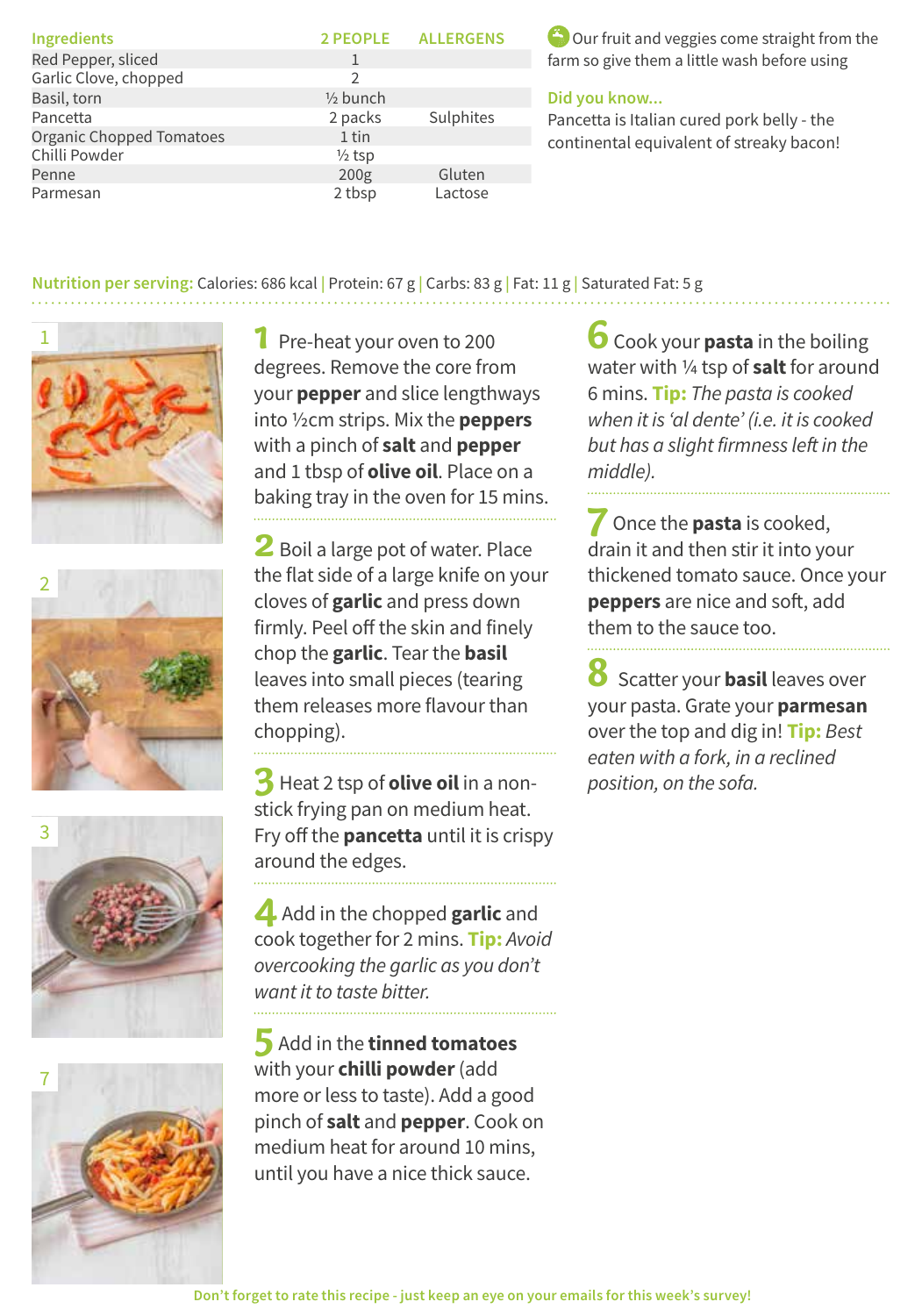| Ingredients | 2 PEOPLE | ALLERGENS |
|---|---|---|
| Red Pepper, sliced | 1 | |
| Garlic Clove, chopped | 2 | |
| Basil, torn | ½ bunch | |
| Pancetta | 2 packs | Sulphites |
| Organic Chopped Tomatoes | 1 tin | |
| Chilli Powder | ½ tsp | |
| Penne | 200g | Gluten |
| Parmesan | 2 tbsp | Lactose |

Our fruit and veggies come straight from the farm so give them a little wash before using

**Did you know...**

Pancetta is Italian cured pork belly - the continental equivalent of streaky bacon!

**Nutrition per serving:** Calories: 686 kcal | Protein: 67 g | Carbs: 83 g | Fat: 11 g | Saturated Fat: 5 g

1

2

3

7

**1** Pre-heat your oven to 200 degrees. Remove the core from your **pepper** and slice lengthways into ½cm strips. Mix the **peppers** with a pinch of **salt** and **pepper** and 1 tbsp of **olive oil**. Place on a baking tray in the oven for 15 mins.

**2** Boil a large pot of water. Place the flat side of a large knife on your cloves of **garlic** and press down firmly. Peel off the skin and finely chop the **garlic**. Tear the **basil** leaves into small pieces (tearing them releases more flavour than chopping).

**3** Heat 2 tsp of **olive oil** in a non-stick frying pan on medium heat. Fry off the **pancetta** until it is crispy around the edges.

**4** Add in the chopped **garlic** and cook together for 2 mins. **Tip:** *Avoid overcooking the garlic as you don't want it to taste bitter.*

**5** Add in the **tinned tomatoes** with your **chilli powder** (add more or less to taste). Add a good pinch of **salt** and **pepper**. Cook on medium heat for around 10 mins, until you have a nice thick sauce.

**6** Cook your **pasta** in the boiling water with ¼ tsp of **salt** for around 6 mins. **Tip:** *The pasta is cooked when it is 'al dente' (i.e. it is cooked but has a slight firmness left in the middle).*

**7** Once the **pasta** is cooked, drain it and then stir it into your thickened tomato sauce. Once your **peppers** are nice and soft, add them to the sauce too.

**8** Scatter your **basil** leaves over your pasta. Grate your **parmesan** over the top and dig in! **Tip:** *Best eaten with a fork, in a reclined position, on the sofa.*

Don't forget to rate this recipe - just keep an eye on your emails for this week's survey!